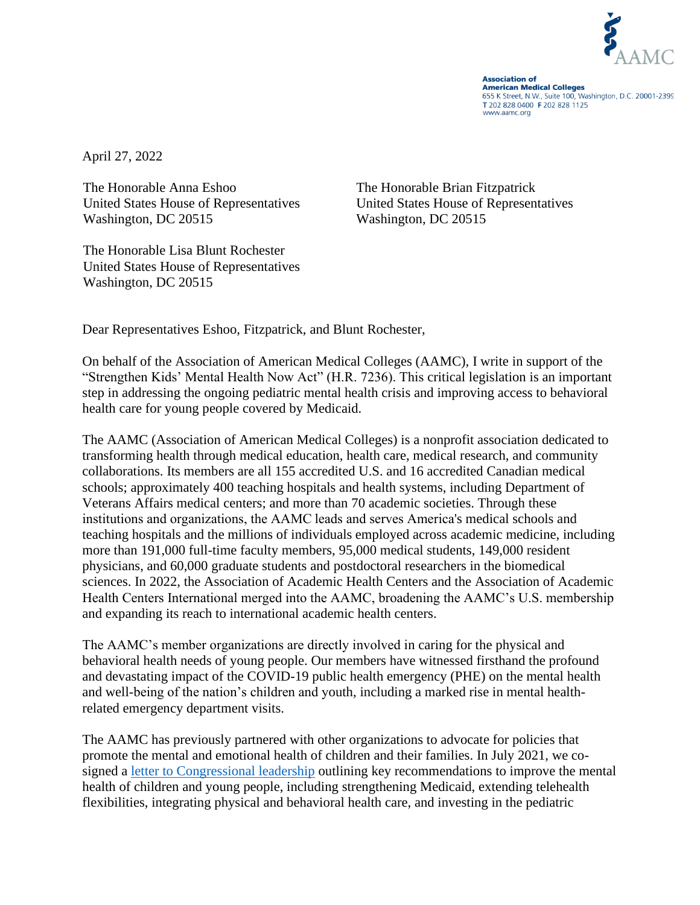AAMC

**Association of American Medical Colleges**
655 K Street, N.W., Suite 100, Washington, D.C. 20001-2399
T 202 828 0400 F 202 828 1125
www.aamc.org

April 27, 2022

The Honorable Anna Eshoo
United States House of Representatives
Washington, DC 20515

The Honorable Brian Fitzpatrick
United States House of Representatives
Washington, DC 20515

The Honorable Lisa Blunt Rochester
United States House of Representatives
Washington, DC 20515

Dear Representatives Eshoo, Fitzpatrick, and Blunt Rochester,

On behalf of the Association of American Medical Colleges (AAMC), I write in support of the "Strengthen Kids' Mental Health Now Act" (H.R. 7236). This critical legislation is an important step in addressing the ongoing pediatric mental health crisis and improving access to behavioral health care for young people covered by Medicaid.

The AAMC (Association of American Medical Colleges) is a nonprofit association dedicated to transforming health through medical education, health care, medical research, and community collaborations. Its members are all 155 accredited U.S. and 16 accredited Canadian medical schools; approximately 400 teaching hospitals and health systems, including Department of Veterans Affairs medical centers; and more than 70 academic societies. Through these institutions and organizations, the AAMC leads and serves America's medical schools and teaching hospitals and the millions of individuals employed across academic medicine, including more than 191,000 full-time faculty members, 95,000 medical students, 149,000 resident physicians, and 60,000 graduate students and postdoctoral researchers in the biomedical sciences. In 2022, the Association of Academic Health Centers and the Association of Academic Health Centers International merged into the AAMC, broadening the AAMC's U.S. membership and expanding its reach to international academic health centers.

The AAMC's member organizations are directly involved in caring for the physical and behavioral health needs of young people. Our members have witnessed firsthand the profound and devastating impact of the COVID-19 public health emergency (PHE) on the mental health and well-being of the nation's children and youth, including a marked rise in mental health-related emergency department visits.

The AAMC has previously partnered with other organizations to advocate for policies that promote the mental and emotional health of children and their families. In July 2021, we co-signed a letter to Congressional leadership outlining key recommendations to improve the mental health of children and young people, including strengthening Medicaid, extending telehealth flexibilities, integrating physical and behavioral health care, and investing in the pediatric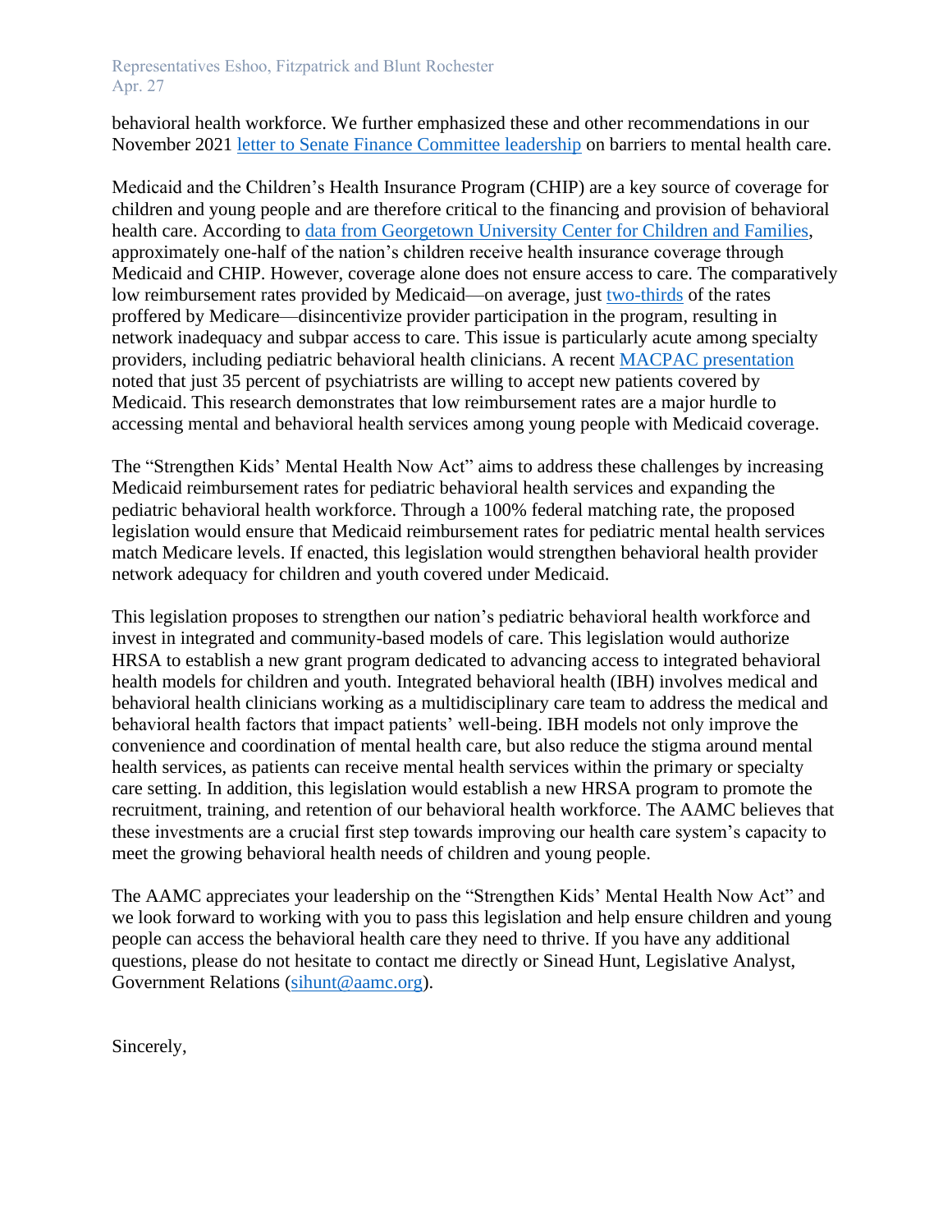behavioral health workforce. We further emphasized these and other recommendations in our November 2021 letter to Senate Finance Committee leadership on barriers to mental health care.

Medicaid and the Children's Health Insurance Program (CHIP) are a key source of coverage for children and young people and are therefore critical to the financing and provision of behavioral health care. According to data from Georgetown University Center for Children and Families, approximately one-half of the nation's children receive health insurance coverage through Medicaid and CHIP. However, coverage alone does not ensure access to care. The comparatively low reimbursement rates provided by Medicaid—on average, just two-thirds of the rates proffered by Medicare—disincentivize provider participation in the program, resulting in network inadequacy and subpar access to care. This issue is particularly acute among specialty providers, including pediatric behavioral health clinicians. A recent MACPAC presentation noted that just 35 percent of psychiatrists are willing to accept new patients covered by Medicaid. This research demonstrates that low reimbursement rates are a major hurdle to accessing mental and behavioral health services among young people with Medicaid coverage.

The "Strengthen Kids' Mental Health Now Act" aims to address these challenges by increasing Medicaid reimbursement rates for pediatric behavioral health services and expanding the pediatric behavioral health workforce. Through a 100% federal matching rate, the proposed legislation would ensure that Medicaid reimbursement rates for pediatric mental health services match Medicare levels. If enacted, this legislation would strengthen behavioral health provider network adequacy for children and youth covered under Medicaid.

This legislation proposes to strengthen our nation's pediatric behavioral health workforce and invest in integrated and community-based models of care. This legislation would authorize HRSA to establish a new grant program dedicated to advancing access to integrated behavioral health models for children and youth. Integrated behavioral health (IBH) involves medical and behavioral health clinicians working as a multidisciplinary care team to address the medical and behavioral health factors that impact patients' well-being. IBH models not only improve the convenience and coordination of mental health care, but also reduce the stigma around mental health services, as patients can receive mental health services within the primary or specialty care setting. In addition, this legislation would establish a new HRSA program to promote the recruitment, training, and retention of our behavioral health workforce. The AAMC believes that these investments are a crucial first step towards improving our health care system's capacity to meet the growing behavioral health needs of children and young people.

The AAMC appreciates your leadership on the "Strengthen Kids' Mental Health Now Act" and we look forward to working with you to pass this legislation and help ensure children and young people can access the behavioral health care they need to thrive. If you have any additional questions, please do not hesitate to contact me directly or Sinead Hunt, Legislative Analyst, Government Relations (sihunt@aamc.org).

Sincerely,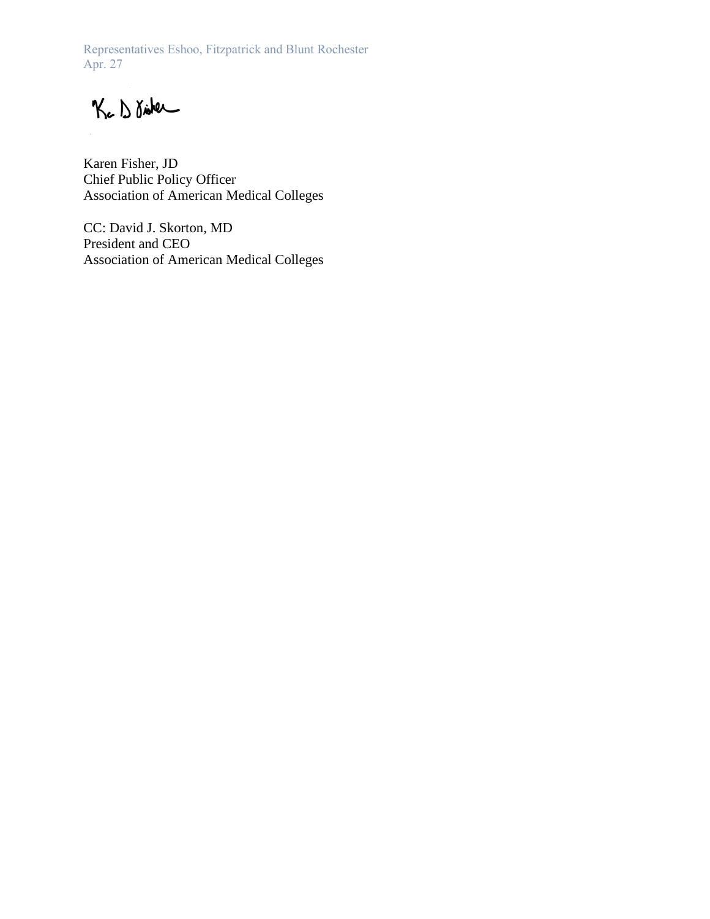Karen Fisher, JD
Chief Public Policy Officer
Association of American Medical Colleges

CC: David J. Skorton, MD
President and CEO
Association of American Medical Colleges